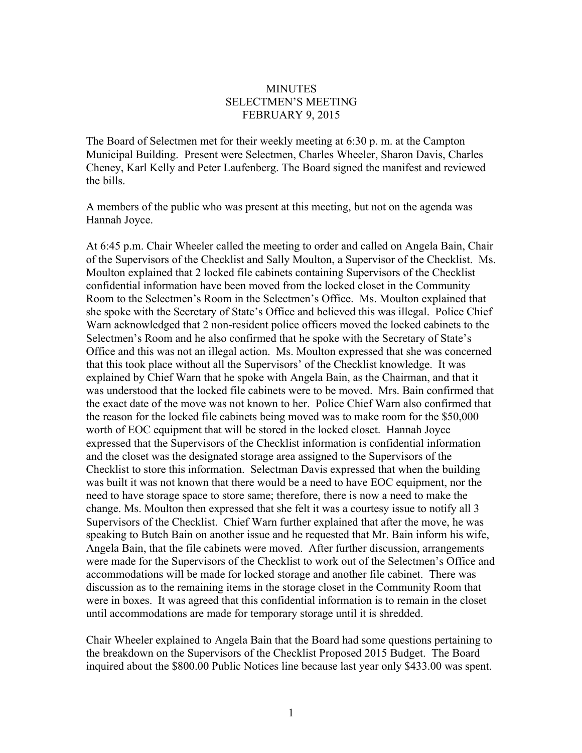# MINUTES
## SELECTMEN'S MEETING
## FEBRUARY 9, 2015

The Board of Selectmen met for their weekly meeting at 6:30 p. m. at the Campton Municipal Building. Present were Selectmen, Charles Wheeler, Sharon Davis, Charles Cheney, Karl Kelly and Peter Laufenberg. The Board signed the manifest and reviewed the bills.

A members of the public who was present at this meeting, but not on the agenda was Hannah Joyce.

At 6:45 p.m. Chair Wheeler called the meeting to order and called on Angela Bain, Chair of the Supervisors of the Checklist and Sally Moulton, a Supervisor of the Checklist. Ms. Moulton explained that 2 locked file cabinets containing Supervisors of the Checklist confidential information have been moved from the locked closet in the Community Room to the Selectmen's Room in the Selectmen's Office. Ms. Moulton explained that she spoke with the Secretary of State's Office and believed this was illegal. Police Chief Warn acknowledged that 2 non-resident police officers moved the locked cabinets to the Selectmen's Room and he also confirmed that he spoke with the Secretary of State's Office and this was not an illegal action. Ms. Moulton expressed that she was concerned that this took place without all the Supervisors' of the Checklist knowledge. It was explained by Chief Warn that he spoke with Angela Bain, as the Chairman, and that it was understood that the locked file cabinets were to be moved. Mrs. Bain confirmed that the exact date of the move was not known to her. Police Chief Warn also confirmed that the reason for the locked file cabinets being moved was to make room for the $50,000 worth of EOC equipment that will be stored in the locked closet. Hannah Joyce expressed that the Supervisors of the Checklist information is confidential information and the closet was the designated storage area assigned to the Supervisors of the Checklist to store this information. Selectman Davis expressed that when the building was built it was not known that there would be a need to have EOC equipment, nor the need to have storage space to store same; therefore, there is now a need to make the change. Ms. Moulton then expressed that she felt it was a courtesy issue to notify all 3 Supervisors of the Checklist. Chief Warn further explained that after the move, he was speaking to Butch Bain on another issue and he requested that Mr. Bain inform his wife, Angela Bain, that the file cabinets were moved. After further discussion, arrangements were made for the Supervisors of the Checklist to work out of the Selectmen's Office and accommodations will be made for locked storage and another file cabinet. There was discussion as to the remaining items in the storage closet in the Community Room that were in boxes. It was agreed that this confidential information is to remain in the closet until accommodations are made for temporary storage until it is shredded.

Chair Wheeler explained to Angela Bain that the Board had some questions pertaining to the breakdown on the Supervisors of the Checklist Proposed 2015 Budget. The Board inquired about the $800.00 Public Notices line because last year only $433.00 was spent.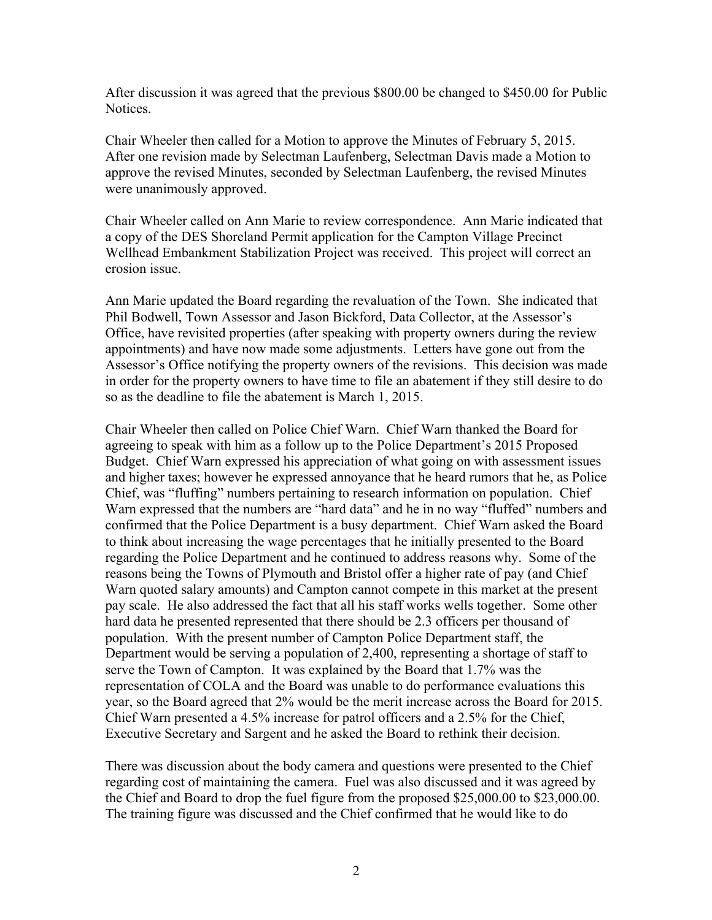After discussion it was agreed that the previous $800.00 be changed to $450.00 for Public Notices.

Chair Wheeler then called for a Motion to approve the Minutes of February 5, 2015. After one revision made by Selectman Laufenberg, Selectman Davis made a Motion to approve the revised Minutes, seconded by Selectman Laufenberg, the revised Minutes were unanimously approved.

Chair Wheeler called on Ann Marie to review correspondence. Ann Marie indicated that a copy of the DES Shoreland Permit application for the Campton Village Precinct Wellhead Embankment Stabilization Project was received. This project will correct an erosion issue.

Ann Marie updated the Board regarding the revaluation of the Town. She indicated that Phil Bodwell, Town Assessor and Jason Bickford, Data Collector, at the Assessor's Office, have revisited properties (after speaking with property owners during the review appointments) and have now made some adjustments. Letters have gone out from the Assessor's Office notifying the property owners of the revisions. This decision was made in order for the property owners to have time to file an abatement if they still desire to do so as the deadline to file the abatement is March 1, 2015.

Chair Wheeler then called on Police Chief Warn. Chief Warn thanked the Board for agreeing to speak with him as a follow up to the Police Department's 2015 Proposed Budget. Chief Warn expressed his appreciation of what going on with assessment issues and higher taxes; however he expressed annoyance that he heard rumors that he, as Police Chief, was "fluffing" numbers pertaining to research information on population. Chief Warn expressed that the numbers are "hard data" and he in no way "fluffed" numbers and confirmed that the Police Department is a busy department. Chief Warn asked the Board to think about increasing the wage percentages that he initially presented to the Board regarding the Police Department and he continued to address reasons why. Some of the reasons being the Towns of Plymouth and Bristol offer a higher rate of pay (and Chief Warn quoted salary amounts) and Campton cannot compete in this market at the present pay scale. He also addressed the fact that all his staff works wells together. Some other hard data he presented represented that there should be 2.3 officers per thousand of population. With the present number of Campton Police Department staff, the Department would be serving a population of 2,400, representing a shortage of staff to serve the Town of Campton. It was explained by the Board that 1.7% was the representation of COLA and the Board was unable to do performance evaluations this year, so the Board agreed that 2% would be the merit increase across the Board for 2015. Chief Warn presented a 4.5% increase for patrol officers and a 2.5% for the Chief, Executive Secretary and Sargent and he asked the Board to rethink their decision.

There was discussion about the body camera and questions were presented to the Chief regarding cost of maintaining the camera. Fuel was also discussed and it was agreed by the Chief and Board to drop the fuel figure from the proposed $25,000.00 to $23,000.00. The training figure was discussed and the Chief confirmed that he would like to do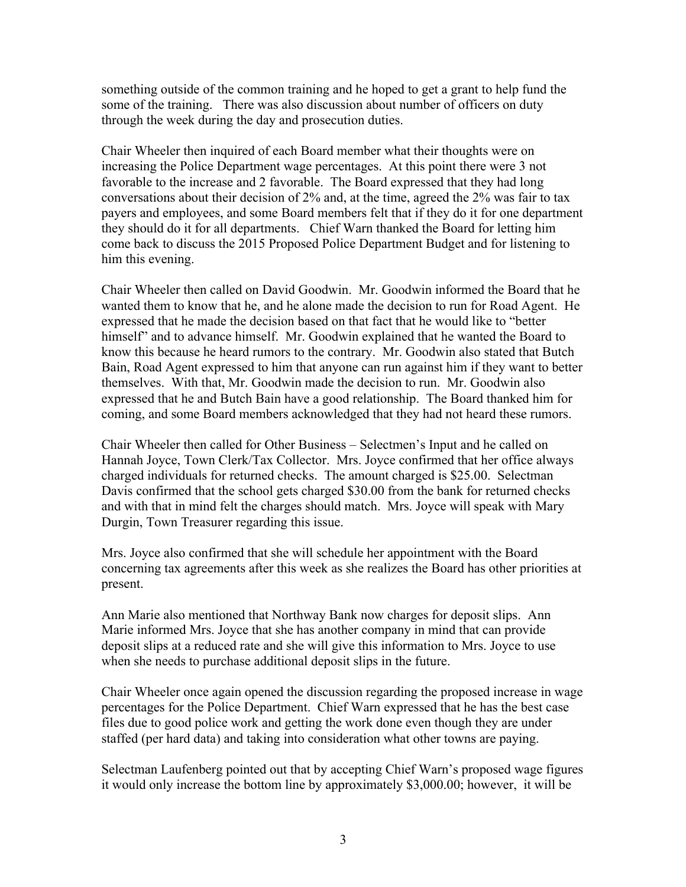something outside of the common training and he hoped to get a grant to help fund the some of the training. There was also discussion about number of officers on duty through the week during the day and prosecution duties.

Chair Wheeler then inquired of each Board member what their thoughts were on increasing the Police Department wage percentages. At this point there were 3 not favorable to the increase and 2 favorable. The Board expressed that they had long conversations about their decision of 2% and, at the time, agreed the 2% was fair to tax payers and employees, and some Board members felt that if they do it for one department they should do it for all departments. Chief Warn thanked the Board for letting him come back to discuss the 2015 Proposed Police Department Budget and for listening to him this evening.

Chair Wheeler then called on David Goodwin. Mr. Goodwin informed the Board that he wanted them to know that he, and he alone made the decision to run for Road Agent. He expressed that he made the decision based on that fact that he would like to "better himself" and to advance himself. Mr. Goodwin explained that he wanted the Board to know this because he heard rumors to the contrary. Mr. Goodwin also stated that Butch Bain, Road Agent expressed to him that anyone can run against him if they want to better themselves. With that, Mr. Goodwin made the decision to run. Mr. Goodwin also expressed that he and Butch Bain have a good relationship. The Board thanked him for coming, and some Board members acknowledged that they had not heard these rumors.

Chair Wheeler then called for Other Business – Selectmen's Input and he called on Hannah Joyce, Town Clerk/Tax Collector. Mrs. Joyce confirmed that her office always charged individuals for returned checks. The amount charged is $25.00. Selectman Davis confirmed that the school gets charged $30.00 from the bank for returned checks and with that in mind felt the charges should match. Mrs. Joyce will speak with Mary Durgin, Town Treasurer regarding this issue.

Mrs. Joyce also confirmed that she will schedule her appointment with the Board concerning tax agreements after this week as she realizes the Board has other priorities at present.

Ann Marie also mentioned that Northway Bank now charges for deposit slips. Ann Marie informed Mrs. Joyce that she has another company in mind that can provide deposit slips at a reduced rate and she will give this information to Mrs. Joyce to use when she needs to purchase additional deposit slips in the future.

Chair Wheeler once again opened the discussion regarding the proposed increase in wage percentages for the Police Department. Chief Warn expressed that he has the best case files due to good police work and getting the work done even though they are under staffed (per hard data) and taking into consideration what other towns are paying.

Selectman Laufenberg pointed out that by accepting Chief Warn's proposed wage figures it would only increase the bottom line by approximately $3,000.00; however, it will be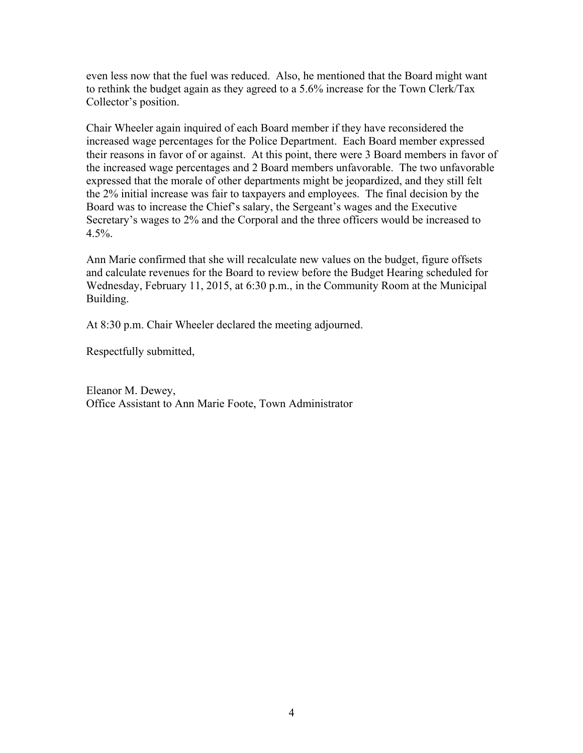even less now that the fuel was reduced. Also, he mentioned that the Board might want to rethink the budget again as they agreed to a 5.6% increase for the Town Clerk/Tax Collector's position.

Chair Wheeler again inquired of each Board member if they have reconsidered the increased wage percentages for the Police Department. Each Board member expressed their reasons in favor of or against. At this point, there were 3 Board members in favor of the increased wage percentages and 2 Board members unfavorable. The two unfavorable expressed that the morale of other departments might be jeopardized, and they still felt the 2% initial increase was fair to taxpayers and employees. The final decision by the Board was to increase the Chief's salary, the Sergeant's wages and the Executive Secretary's wages to 2% and the Corporal and the three officers would be increased to 4.5%.

Ann Marie confirmed that she will recalculate new values on the budget, figure offsets and calculate revenues for the Board to review before the Budget Hearing scheduled for Wednesday, February 11, 2015, at 6:30 p.m., in the Community Room at the Municipal Building.

At 8:30 p.m. Chair Wheeler declared the meeting adjourned.

Respectfully submitted,

Eleanor M. Dewey,  
Office Assistant to Ann Marie Foote, Town Administrator